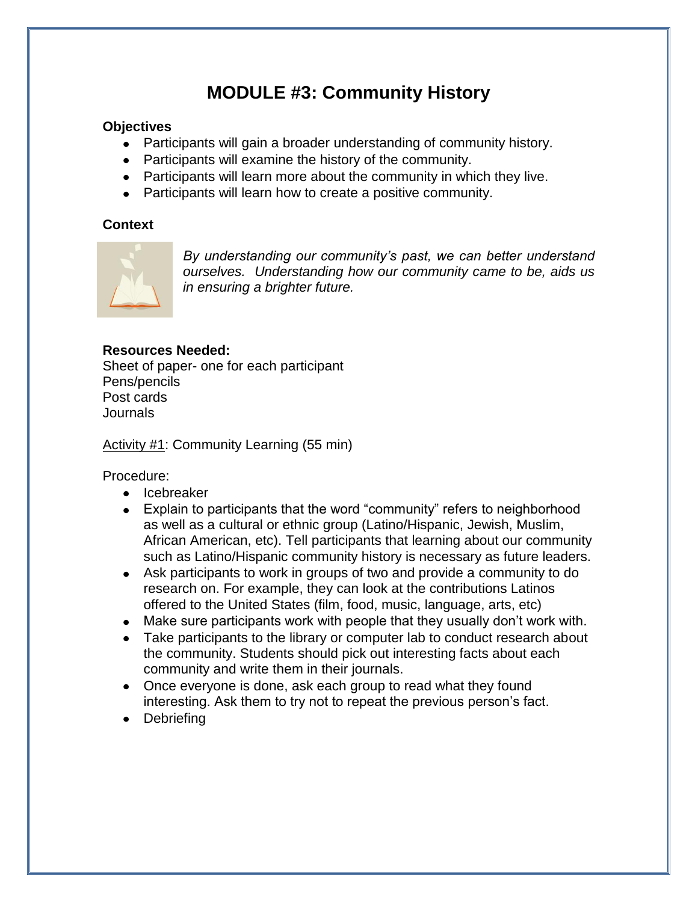# MODULE #3: Community History

**Objectives**

- Participants will gain a broader understanding of community history.
- Participants will examine the history of the community.
- Participants will learn more about the community in which they live.
- Participants will learn how to create a positive community.

**Context**

*By understanding our community's past, we can better understand ourselves. Understanding how our community came to be, aids us in ensuring a brighter future.*

**Resources Needed:**

Sheet of paper- one for each participant
Pens/pencils
Post cards
Journals

Activity #1: Community Learning (55 min)

Procedure:

- Icebreaker
- Explain to participants that the word "community" refers to neighborhood as well as a cultural or ethnic group (Latino/Hispanic, Jewish, Muslim, African American, etc). Tell participants that learning about our community such as Latino/Hispanic community history is necessary as future leaders.
- Ask participants to work in groups of two and provide a community to do research on. For example, they can look at the contributions Latinos offered to the United States (film, food, music, language, arts, etc)
- Make sure participants work with people that they usually don't work with.
- Take participants to the library or computer lab to conduct research about the community. Students should pick out interesting facts about each community and write them in their journals.
- Once everyone is done, ask each group to read what they found interesting. Ask them to try not to repeat the previous person's fact.
- Debriefing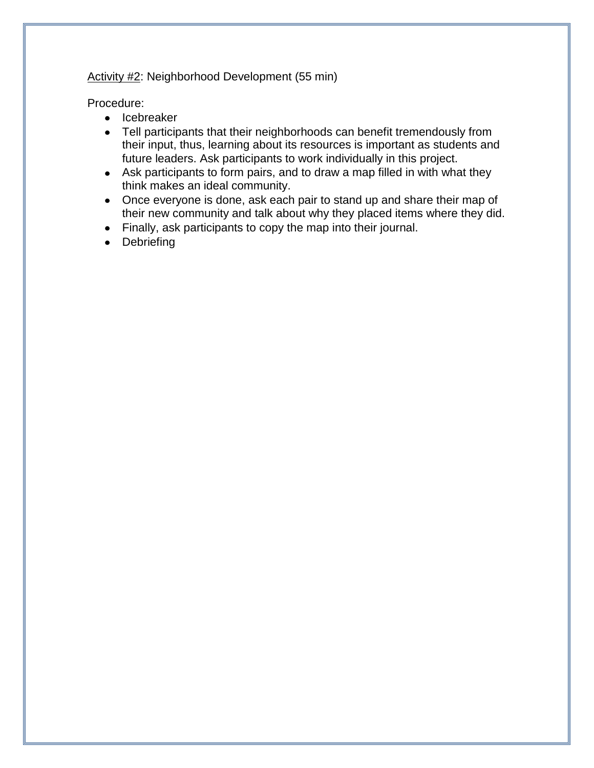<u>Activity #2</u>: Neighborhood Development (55 min)

Procedure:

- Icebreaker
- Tell participants that their neighborhoods can benefit tremendously from their input, thus, learning about its resources is important as students and future leaders. Ask participants to work individually in this project.
- Ask participants to form pairs, and to draw a map filled in with what they think makes an ideal community.
- Once everyone is done, ask each pair to stand up and share their map of their new community and talk about why they placed items where they did.
- Finally, ask participants to copy the map into their journal.
- Debriefing